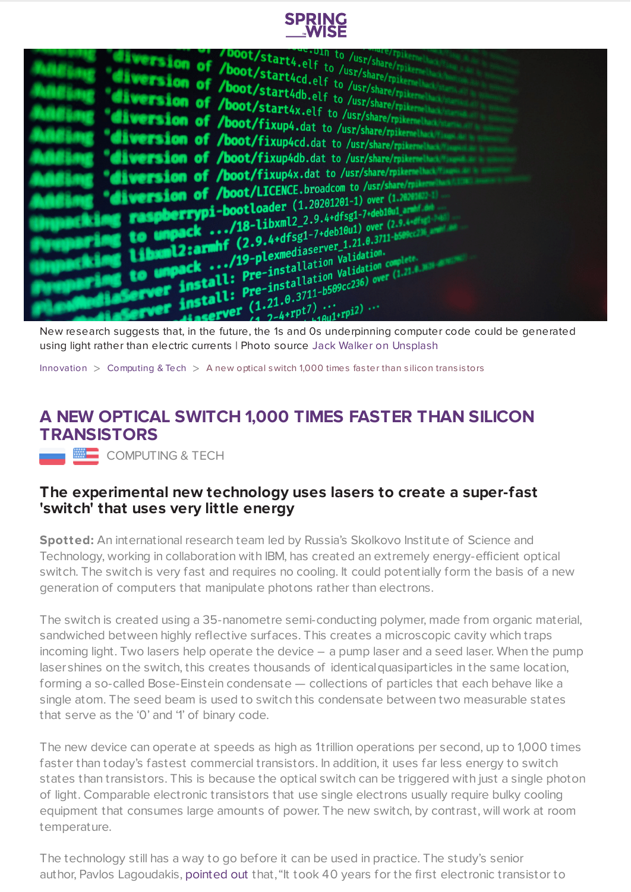New research suggests that, in the future, the 1s and 0s underpinning computer code could be generated using light rather than electric currents | Photo source Jack Walker on Unsplash

Innovation > Computing & Tech > A new optical switch 1,000 times faster than silicon transistors

# A NEW OPTICAL SWITCH 1,000 TIMES FASTER THAN SILICON TRANSISTORS

COMPUTING & TECH

### The experimental new technology uses lasers to create a super-fast 'switch' that uses very little energy

**Spotted:** An international research team led by Russia's Skolkovo Institute of Science and Technology, working in collaboration with IBM, has created an extremely energy-efficient optical switch. The switch is very fast and requires no cooling. It could potentially form the basis of a new generation of computers that manipulate photons rather than electrons.

The switch is created using a 35-nanometre semi-conducting polymer, made from organic material, sandwiched between highly reflective surfaces. This creates a microscopic cavity which traps incoming light. Two lasers help operate the device – a pump laser and a seed laser. When the pump laser shines on the switch, this creates thousands of identical quasiparticles in the same location, forming a so-called Bose-Einstein condensate — collections of particles that each behave like a single atom. The seed beam is used to switch this condensate between two measurable states that serve as the '0' and '1' of binary code.

The new device can operate at speeds as high as 1 trillion operations per second, up to 1,000 times faster than today's fastest commercial transistors. In addition, it uses far less energy to switch states than transistors. This is because the optical switch can be triggered with just a single photon of light. Comparable electronic transistors that use single electrons usually require bulky cooling equipment that consumes large amounts of power. The new switch, by contrast, will work at room temperature.

The technology still has a way to go before it can be used in practice. The study's senior author, Pavlos Lagoudakis, pointed out that, "It took 40 years for the first electronic transistor to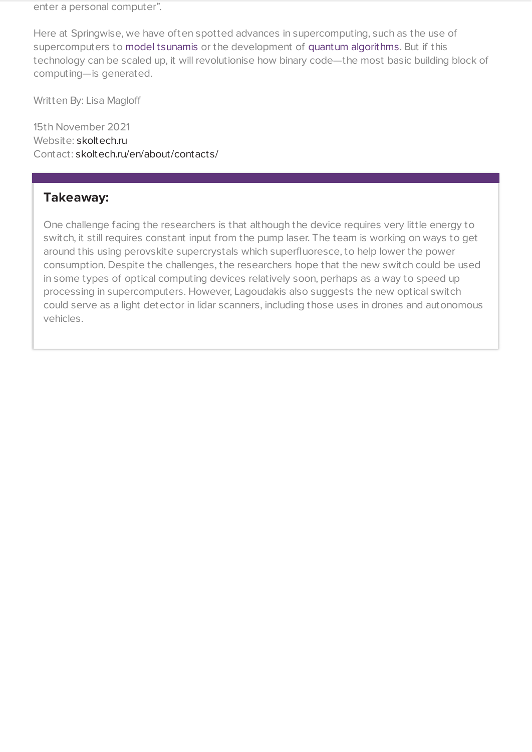enter a personal computer".

Here at Springwise, we have often spotted advances in supercomputing, such as the use of supercomputers to model tsunamis or the development of quantum algorithms. But if this technology can be scaled up, it will revolutionise how binary code—the most basic building block of computing—is generated.

Written By: Lisa Magloff

15th November 2021
Website: skoltech.ru
Contact: skoltech.ru/en/about/contacts/

### Takeaway:

One challenge facing the researchers is that although the device requires very little energy to switch, it still requires constant input from the pump laser. The team is working on ways to get around this using perovskite supercrystals which superfluoresce, to help lower the power consumption. Despite the challenges, the researchers hope that the new switch could be used in some types of optical computing devices relatively soon, perhaps as a way to speed up processing in supercomputers. However, Lagoudakis also suggests the new optical switch could serve as a light detector in lidar scanners, including those uses in drones and autonomous vehicles.